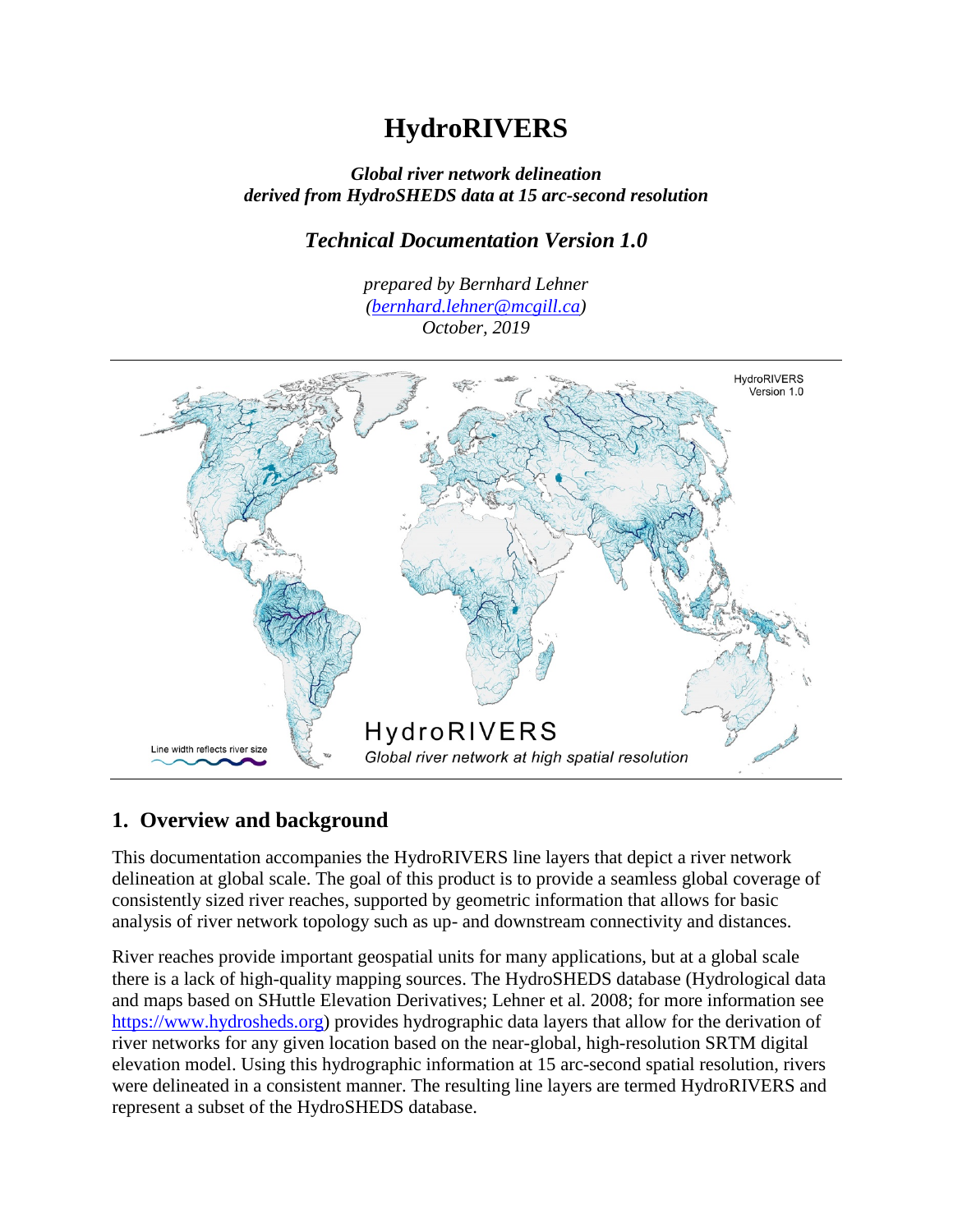# HydroRIVERS

***Global river network delineation derived from HydroSHEDS data at 15 arc-second resolution***

## *Technical Documentation Version 1.0*

*prepared by Bernhard Lehner*
*(bernhard.lehner@mcgill.ca)*
*October, 2019*

## 1. Overview and background

This documentation accompanies the HydroRIVERS line layers that depict a river network delineation at global scale. The goal of this product is to provide a seamless global coverage of consistently sized river reaches, supported by geometric information that allows for basic analysis of river network topology such as up- and downstream connectivity and distances.

River reaches provide important geospatial units for many applications, but at a global scale there is a lack of high-quality mapping sources. The HydroSHEDS database (Hydrological data and maps based on SHuttle Elevation Derivatives; Lehner et al. 2008; for more information see https://www.hydrosheds.org) provides hydrographic data layers that allow for the derivation of river networks for any given location based on the near-global, high-resolution SRTM digital elevation model. Using this hydrographic information at 15 arc-second spatial resolution, rivers were delineated in a consistent manner. The resulting line layers are termed HydroRIVERS and represent a subset of the HydroSHEDS database.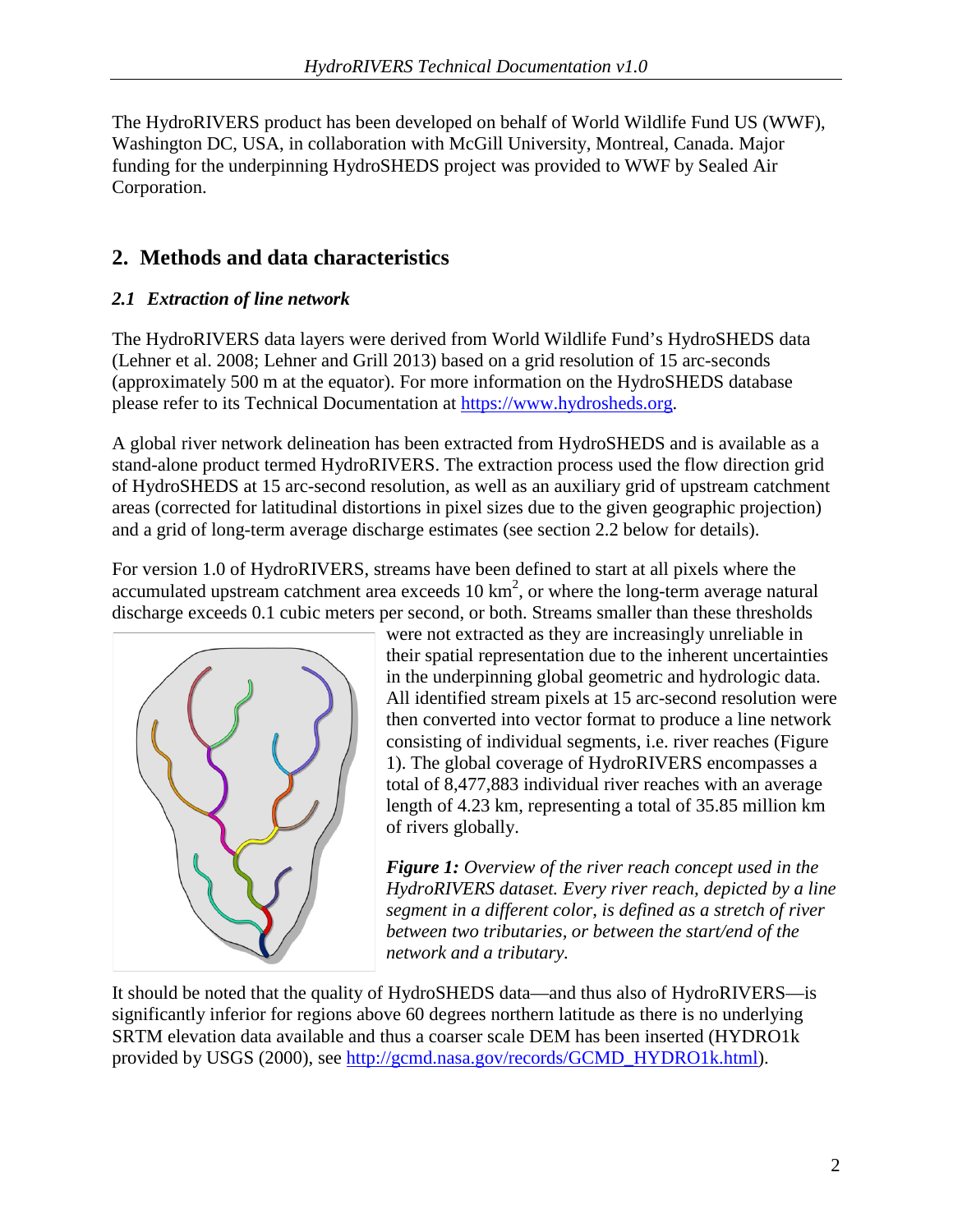The HydroRIVERS product has been developed on behalf of World Wildlife Fund US (WWF), Washington DC, USA, in collaboration with McGill University, Montreal, Canada. Major funding for the underpinning HydroSHEDS project was provided to WWF by Sealed Air Corporation.

## 2. Methods and data characteristics

### *2.1 Extraction of line network*

The HydroRIVERS data layers were derived from World Wildlife Fund's HydroSHEDS data (Lehner et al. 2008; Lehner and Grill 2013) based on a grid resolution of 15 arc-seconds (approximately 500 m at the equator). For more information on the HydroSHEDS database please refer to its Technical Documentation at https://www.hydrosheds.org.

A global river network delineation has been extracted from HydroSHEDS and is available as a stand-alone product termed HydroRIVERS. The extraction process used the flow direction grid of HydroSHEDS at 15 arc-second resolution, as well as an auxiliary grid of upstream catchment areas (corrected for latitudinal distortions in pixel sizes due to the given geographic projection) and a grid of long-term average discharge estimates (see section 2.2 below for details).

For version 1.0 of HydroRIVERS, streams have been defined to start at all pixels where the accumulated upstream catchment area exceeds 10 km$^2$, or where the long-term average natural discharge exceeds 0.1 cubic meters per second, or both. Streams smaller than these thresholds were not extracted as they are increasingly unreliable in their spatial representation due to the inherent uncertainties in the underpinning global geometric and hydrologic data. All identified stream pixels at 15 arc-second resolution were then converted into vector format to produce a line network consisting of individual segments, i.e. river reaches (Figure 1). The global coverage of HydroRIVERS encompasses a total of 8,477,883 individual river reaches with an average length of 4.23 km, representing a total of 35.85 million km of rivers globally.

***Figure 1:*** *Overview of the river reach concept used in the HydroRIVERS dataset. Every river reach, depicted by a line segment in a different color, is defined as a stretch of river between two tributaries, or between the start/end of the network and a tributary.*

It should be noted that the quality of HydroSHEDS data—and thus also of HydroRIVERS—is significantly inferior for regions above 60 degrees northern latitude as there is no underlying SRTM elevation data available and thus a coarser scale DEM has been inserted (HYDRO1k provided by USGS (2000), see http://gcmd.nasa.gov/records/GCMD_HYDRO1k.html).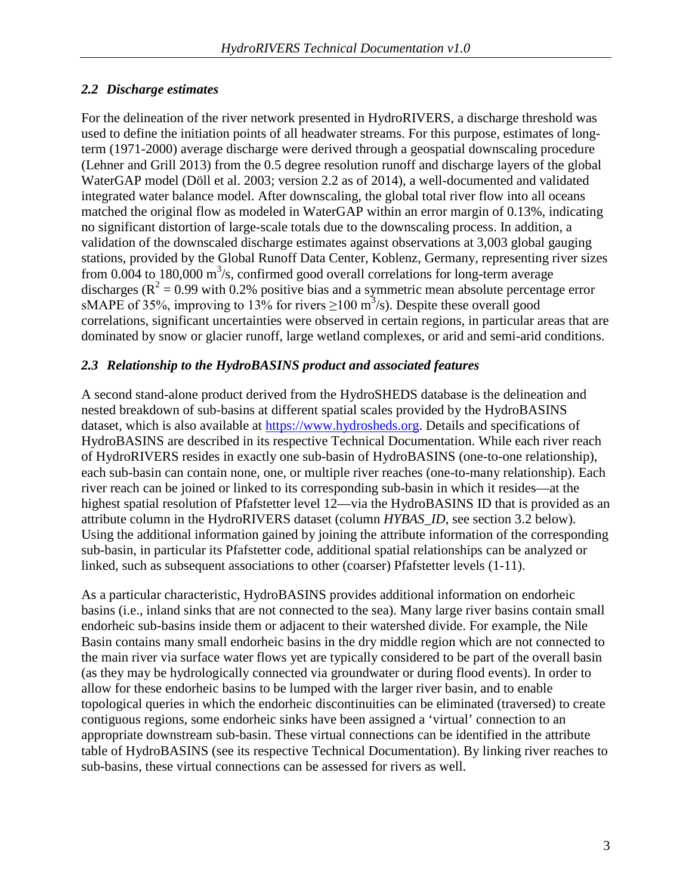### *2.2 Discharge estimates*

For the delineation of the river network presented in HydroRIVERS, a discharge threshold was used to define the initiation points of all headwater streams. For this purpose, estimates of long-term (1971-2000) average discharge were derived through a geospatial downscaling procedure (Lehner and Grill 2013) from the 0.5 degree resolution runoff and discharge layers of the global WaterGAP model (Döll et al. 2003; version 2.2 as of 2014), a well-documented and validated integrated water balance model. After downscaling, the global total river flow into all oceans matched the original flow as modeled in WaterGAP within an error margin of 0.13%, indicating no significant distortion of large-scale totals due to the downscaling process. In addition, a validation of the downscaled discharge estimates against observations at 3,003 global gauging stations, provided by the Global Runoff Data Center, Koblenz, Germany, representing river sizes from 0.004 to 180,000 $m^3/s$, confirmed good overall correlations for long-term average discharges ($R^2 = 0.99$ with 0.2% positive bias and a symmetric mean absolute percentage error sMAPE of 35%, improving to 13% for rivers $\geq 100$ $m^3/s$). Despite these overall good correlations, significant uncertainties were observed in certain regions, in particular areas that are dominated by snow or glacier runoff, large wetland complexes, or arid and semi-arid conditions.

### *2.3 Relationship to the HydroBASINS product and associated features*

A second stand-alone product derived from the HydroSHEDS database is the delineation and nested breakdown of sub-basins at different spatial scales provided by the HydroBASINS dataset, which is also available at https://www.hydrosheds.org. Details and specifications of HydroBASINS are described in its respective Technical Documentation. While each river reach of HydroRIVERS resides in exactly one sub-basin of HydroBASINS (one-to-one relationship), each sub-basin can contain none, one, or multiple river reaches (one-to-many relationship). Each river reach can be joined or linked to its corresponding sub-basin in which it resides—at the highest spatial resolution of Pfafstetter level 12—via the HydroBASINS ID that is provided as an attribute column in the HydroRIVERS dataset (column *HYBAS_ID*, see section 3.2 below). Using the additional information gained by joining the attribute information of the corresponding sub-basin, in particular its Pfafstetter code, additional spatial relationships can be analyzed or linked, such as subsequent associations to other (coarser) Pfafstetter levels (1-11).

As a particular characteristic, HydroBASINS provides additional information on endorheic basins (i.e., inland sinks that are not connected to the sea). Many large river basins contain small endorheic sub-basins inside them or adjacent to their watershed divide. For example, the Nile Basin contains many small endorheic basins in the dry middle region which are not connected to the main river via surface water flows yet are typically considered to be part of the overall basin (as they may be hydrologically connected via groundwater or during flood events). In order to allow for these endorheic basins to be lumped with the larger river basin, and to enable topological queries in which the endorheic discontinuities can be eliminated (traversed) to create contiguous regions, some endorheic sinks have been assigned a 'virtual' connection to an appropriate downstream sub-basin. These virtual connections can be identified in the attribute table of HydroBASINS (see its respective Technical Documentation). By linking river reaches to sub-basins, these virtual connections can be assessed for rivers as well.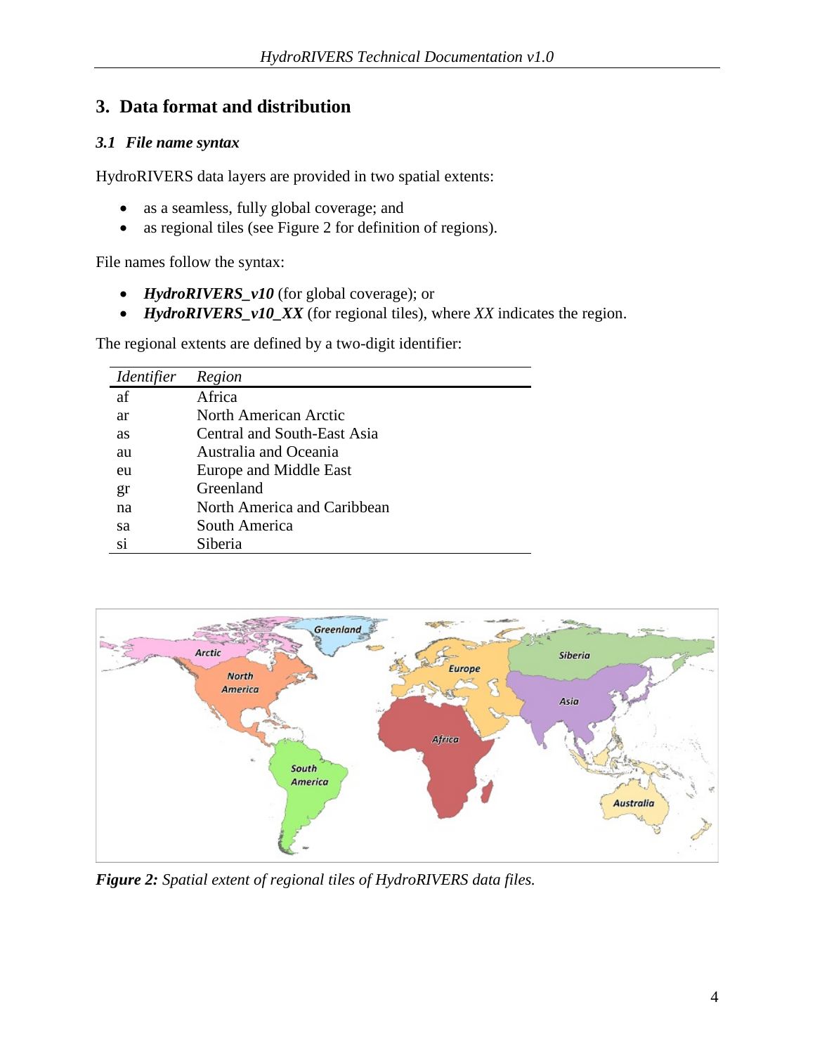# 3. Data format and distribution

## 3.1 File name syntax

HydroRIVERS data layers are provided in two spatial extents:

- as a seamless, fully global coverage; and
- as regional tiles (see Figure 2 for definition of regions).

File names follow the syntax:

- ***HydroRIVERS_v10*** (for global coverage); or
- ***HydroRIVERS_v10_XX*** (for regional tiles), where *XX* indicates the region.

The regional extents are defined by a two-digit identifier:

| *Identifier* | *Region* |
|---|---|
| af | Africa |
| ar | North American Arctic |
| as | Central and South-East Asia |
| au | Australia and Oceania |
| eu | Europe and Middle East |
| gr | Greenland |
| na | North America and Caribbean |
| sa | South America |
| si | Siberia |

***Figure 2:*** *Spatial extent of regional tiles of HydroRIVERS data files.*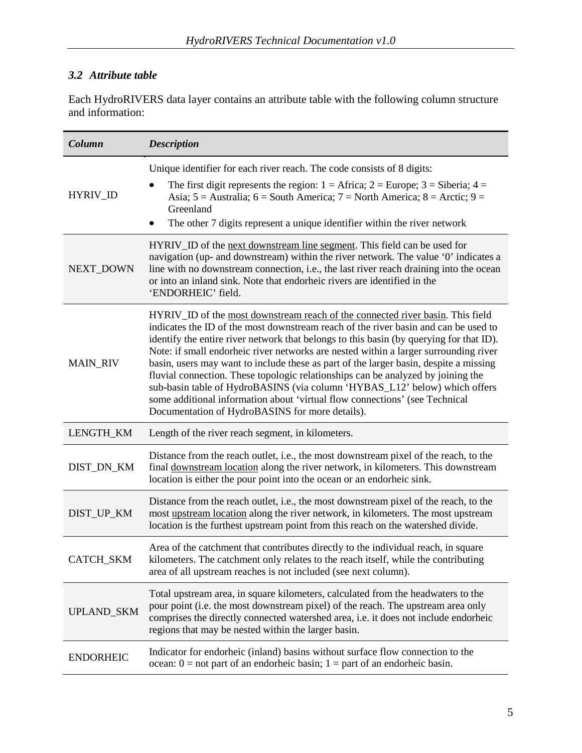### *3.2 Attribute table*

Each HydroRIVERS data layer contains an attribute table with the following column structure and information:

| *Column* | *Description* |
|---|---|
| HYRIV_ID | Unique identifier for each river reach. The code consists of 8 digits:<br>• The first digit represents the region: 1 = Africa; 2 = Europe; 3 = Siberia; 4 = Asia; 5 = Australia; 6 = South America; 7 = North America; 8 = Arctic; 9 = Greenland<br>• The other 7 digits represent a unique identifier within the river network |
| NEXT_DOWN | HYRIV_ID of the next downstream line segment. This field can be used for navigation (up- and downstream) within the river network. The value '0' indicates a line with no downstream connection, i.e., the last river reach draining into the ocean or into an inland sink. Note that endorheic rivers are identified in the 'ENDORHEIC' field. |
| MAIN_RIV | HYRIV_ID of the most downstream reach of the connected river basin. This field indicates the ID of the most downstream reach of the river basin and can be used to identify the entire river network that belongs to this basin (by querying for that ID). Note: if small endorheic river networks are nested within a larger surrounding river basin, users may want to include these as part of the larger basin, despite a missing fluvial connection. These topologic relationships can be analyzed by joining the sub-basin table of HydroBASINS (via column 'HYBAS_L12' below) which offers some additional information about 'virtual flow connections' (see Technical Documentation of HydroBASINS for more details). |
| LENGTH_KM | Length of the river reach segment, in kilometers. |
| DIST_DN_KM | Distance from the reach outlet, i.e., the most downstream pixel of the reach, to the final downstream location along the river network, in kilometers. This downstream location is either the pour point into the ocean or an endorheic sink. |
| DIST_UP_KM | Distance from the reach outlet, i.e., the most downstream pixel of the reach, to the most upstream location along the river network, in kilometers. The most upstream location is the furthest upstream point from this reach on the watershed divide. |
| CATCH_SKM | Area of the catchment that contributes directly to the individual reach, in square kilometers. The catchment only relates to the reach itself, while the contributing area of all upstream reaches is not included (see next column). |
| UPLAND_SKM | Total upstream area, in square kilometers, calculated from the headwaters to the pour point (i.e. the most downstream pixel) of the reach. The upstream area only comprises the directly connected watershed area, i.e. it does not include endorheic regions that may be nested within the larger basin. |
| ENDORHEIC | Indicator for endorheic (inland) basins without surface flow connection to the ocean: 0 = not part of an endorheic basin; 1 = part of an endorheic basin. |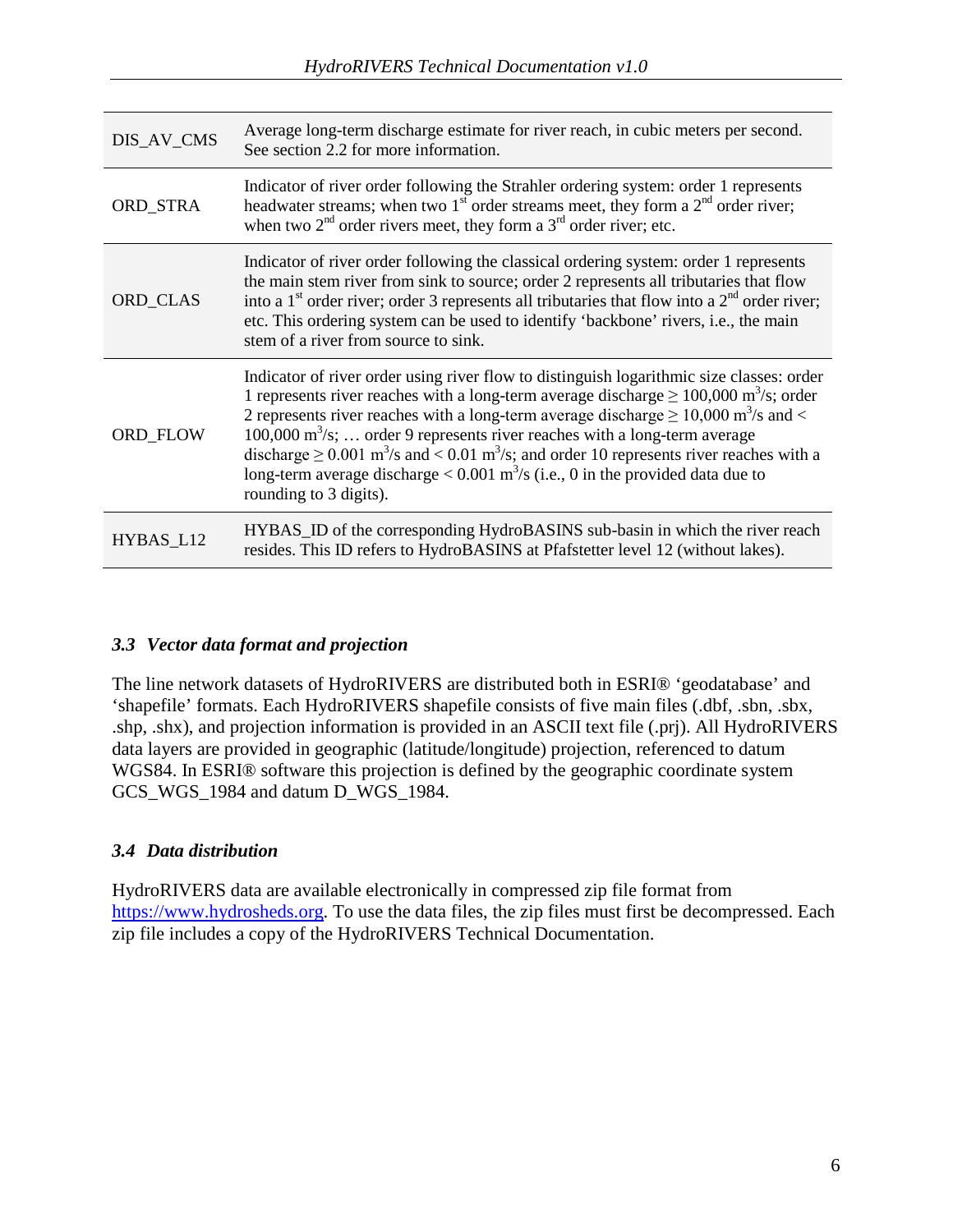| | |
|---|---|
| DIS_AV_CMS | Average long-term discharge estimate for river reach, in cubic meters per second. See section 2.2 for more information. |
| ORD_STRA | Indicator of river order following the Strahler ordering system: order 1 represents headwater streams; when two 1st order streams meet, they form a 2nd order river; when two 2nd order rivers meet, they form a 3rd order river; etc. |
| ORD_CLAS | Indicator of river order following the classical ordering system: order 1 represents the main stem river from sink to source; order 2 represents all tributaries that flow into a 1st order river; order 3 represents all tributaries that flow into a 2nd order river; etc. This ordering system can be used to identify 'backbone' rivers, i.e., the main stem of a river from source to sink. |
| ORD_FLOW | Indicator of river order using river flow to distinguish logarithmic size classes: order 1 represents river reaches with a long-term average discharge $\geq 100{,}000$ $m^3/s$; order 2 represents river reaches with a long-term average discharge $\geq 10{,}000$ $m^3/s$ and $< 100{,}000$ $m^3/s$; … order 9 represents river reaches with a long-term average discharge $\geq 0.001$ $m^3/s$ and $< 0.01$ $m^3/s$; and order 10 represents river reaches with a long-term average discharge $< 0.001$ $m^3/s$ (i.e., 0 in the provided data due to rounding to 3 digits). |
| HYBAS_L12 | HYBAS_ID of the corresponding HydroBASINS sub-basin in which the river reach resides. This ID refers to HydroBASINS at Pfafstetter level 12 (without lakes). |

### *3.3 Vector data format and projection*

The line network datasets of HydroRIVERS are distributed both in ESRI® 'geodatabase' and 'shapefile' formats. Each HydroRIVERS shapefile consists of five main files (.dbf, .sbn, .sbx, .shp, .shx), and projection information is provided in an ASCII text file (.prj). All HydroRIVERS data layers are provided in geographic (latitude/longitude) projection, referenced to datum WGS84. In ESRI® software this projection is defined by the geographic coordinate system GCS_WGS_1984 and datum D_WGS_1984.

### *3.4 Data distribution*

HydroRIVERS data are available electronically in compressed zip file format from https://www.hydrosheds.org. To use the data files, the zip files must first be decompressed. Each zip file includes a copy of the HydroRIVERS Technical Documentation.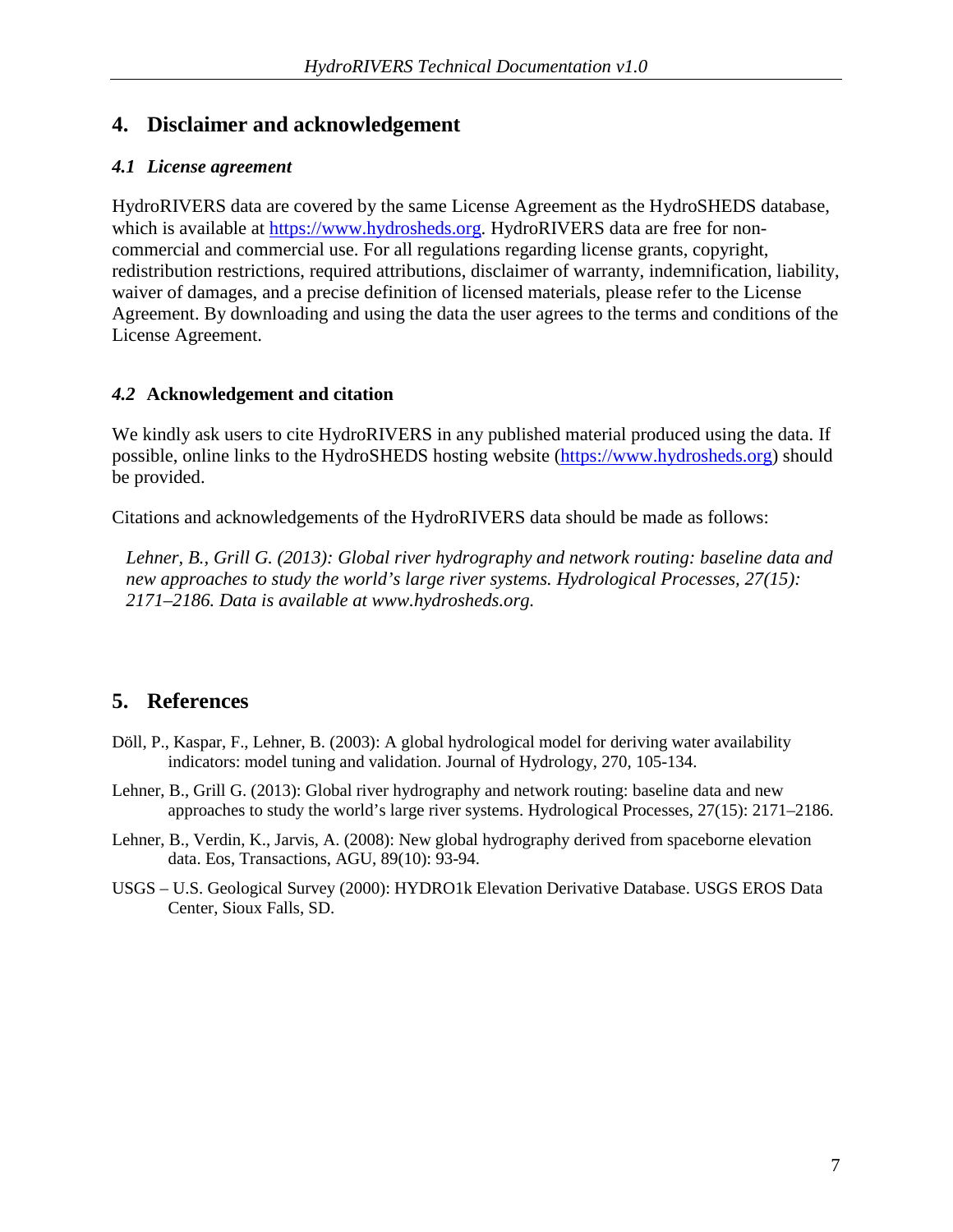# 4. Disclaimer and acknowledgement

## *4.1 License agreement*

HydroRIVERS data are covered by the same License Agreement as the HydroSHEDS database, which is available at https://www.hydrosheds.org. HydroRIVERS data are free for non-commercial and commercial use. For all regulations regarding license grants, copyright, redistribution restrictions, required attributions, disclaimer of warranty, indemnification, liability, waiver of damages, and a precise definition of licensed materials, please refer to the License Agreement. By downloading and using the data the user agrees to the terms and conditions of the License Agreement.

## *4.2* Acknowledgement and citation

We kindly ask users to cite HydroRIVERS in any published material produced using the data. If possible, online links to the HydroSHEDS hosting website (https://www.hydrosheds.org) should be provided.

Citations and acknowledgements of the HydroRIVERS data should be made as follows:

> *Lehner, B., Grill G. (2013): Global river hydrography and network routing: baseline data and new approaches to study the world's large river systems. Hydrological Processes, 27(15): 2171–2186. Data is available at www.hydrosheds.org.*

# 5. References

Döll, P., Kaspar, F., Lehner, B. (2003): A global hydrological model for deriving water availability indicators: model tuning and validation. Journal of Hydrology, 270, 105-134.

Lehner, B., Grill G. (2013): Global river hydrography and network routing: baseline data and new approaches to study the world's large river systems. Hydrological Processes, 27(15): 2171–2186.

Lehner, B., Verdin, K., Jarvis, A. (2008): New global hydrography derived from spaceborne elevation data. Eos, Transactions, AGU, 89(10): 93-94.

USGS – U.S. Geological Survey (2000): HYDRO1k Elevation Derivative Database. USGS EROS Data Center, Sioux Falls, SD.